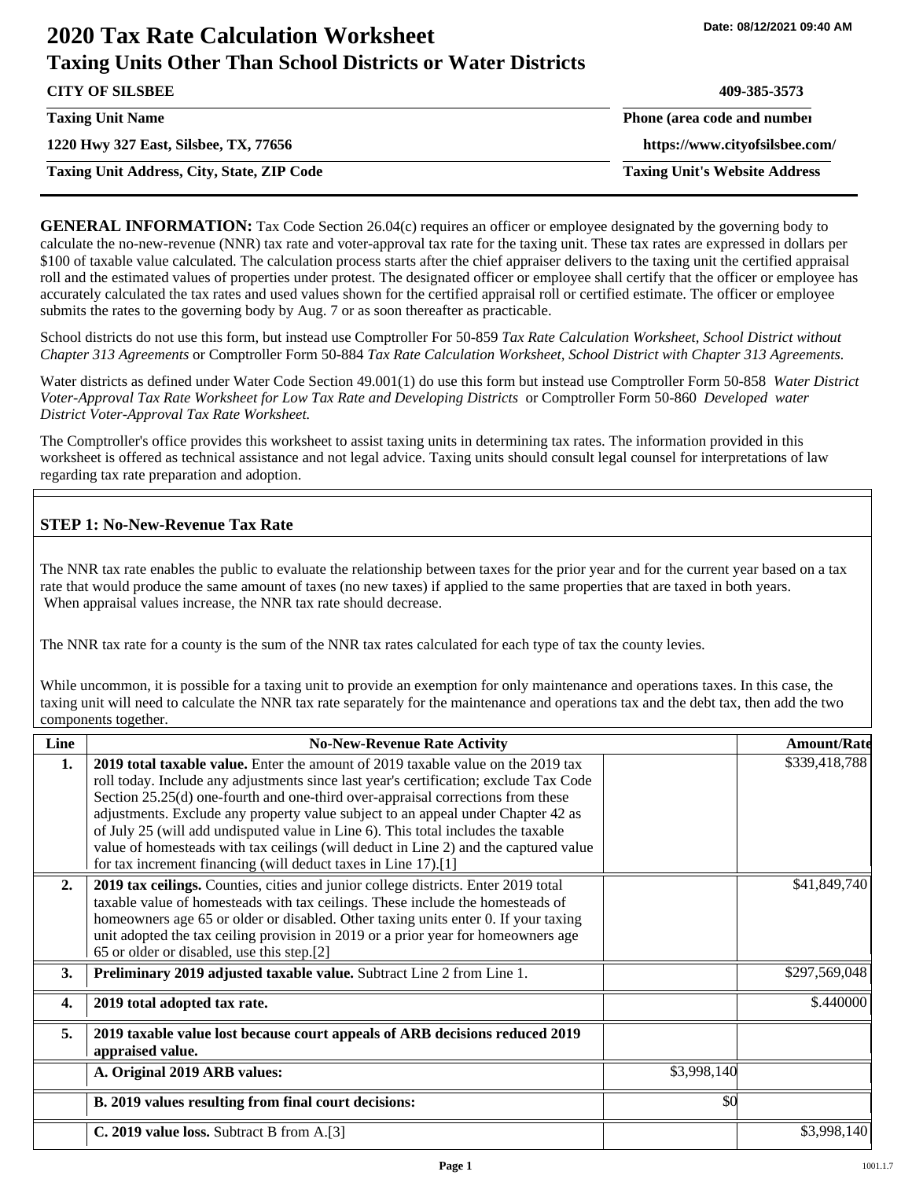# 2020 Tax Rate Calculation Worksheet

Date: 08/12/2021 09:40 AM

## Taxing Units Other Than School Districts or Water Districts

| | |
|---|---|
| **CITY OF SILSBEE** | **409-385-3573** |
| **Taxing Unit Name** | **Phone (area code and number)** |
| **1220 Hwy 327 East, Silsbee, TX, 77656** | **https://www.cityofsilsbee.com/** |
| **Taxing Unit Address, City, State, ZIP Code** | **Taxing Unit's Website Address** |

**GENERAL INFORMATION:** Tax Code Section 26.04(c) requires an officer or employee designated by the governing body to calculate the no-new-revenue (NNR) tax rate and voter-approval tax rate for the taxing unit. These tax rates are expressed in dollars per $100 of taxable value calculated. The calculation process starts after the chief appraiser delivers to the taxing unit the certified appraisal roll and the estimated values of properties under protest. The designated officer or employee shall certify that the officer or employee has accurately calculated the tax rates and used values shown for the certified appraisal roll or certified estimate. The officer or employee submits the rates to the governing body by Aug. 7 or as soon thereafter as practicable.

School districts do not use this form, but instead use Comptroller For 50-859 *Tax Rate Calculation Worksheet, School District without Chapter 313 Agreements* or Comptroller Form 50-884 *Tax Rate Calculation Worksheet, School District with Chapter 313 Agreements.*

Water districts as defined under Water Code Section 49.001(1) do use this form but instead use Comptroller Form 50-858 *Water District Voter-Approval Tax Rate Worksheet for Low Tax Rate and Developing Districts* or Comptroller Form 50-860 *Developed water District Voter-Approval Tax Rate Worksheet.*

The Comptroller's office provides this worksheet to assist taxing units in determining tax rates. The information provided in this worksheet is offered as technical assistance and not legal advice. Taxing units should consult legal counsel for interpretations of law regarding tax rate preparation and adoption.

### STEP 1: No-New-Revenue Tax Rate

The NNR tax rate enables the public to evaluate the relationship between taxes for the prior year and for the current year based on a tax rate that would produce the same amount of taxes (no new taxes) if applied to the same properties that are taxed in both years. When appraisal values increase, the NNR tax rate should decrease.

The NNR tax rate for a county is the sum of the NNR tax rates calculated for each type of tax the county levies.

While uncommon, it is possible for a taxing unit to provide an exemption for only maintenance and operations taxes. In this case, the taxing unit will need to calculate the NNR tax rate separately for the maintenance and operations tax and the debt tax, then add the two components together.

| Line | No-New-Revenue Rate Activity | | Amount/Rate |
|---|---|---|---|
| **1.** | **2019 total taxable value.** Enter the amount of 2019 taxable value on the 2019 tax roll today. Include any adjustments since last year's certification; exclude Tax Code Section 25.25(d) one-fourth and one-third over-appraisal corrections from these adjustments. Exclude any property value subject to an appeal under Chapter 42 as of July 25 (will add undisputed value in Line 6). This total includes the taxable value of homesteads with tax ceilings (will deduct in Line 2) and the captured value for tax increment financing (will deduct taxes in Line 17).[1] | | $339,418,788 |
| **2.** | **2019 tax ceilings.** Counties, cities and junior college districts. Enter 2019 total taxable value of homesteads with tax ceilings. These include the homesteads of homeowners age 65 or older or disabled. Other taxing units enter 0. If your taxing unit adopted the tax ceiling provision in 2019 or a prior year for homeowners age 65 or older or disabled, use this step.[2] | | $41,849,740 |
| **3.** | **Preliminary 2019 adjusted taxable value.** Subtract Line 2 from Line 1. | | $297,569,048 |
| **4.** | **2019 total adopted tax rate.** | | $.440000 |
| **5.** | **2019 taxable value lost because court appeals of ARB decisions reduced 2019 appraised value.** | | |
| | **A. Original 2019 ARB values:** | $3,998,140 | |
| | **B. 2019 values resulting from final court decisions:** | $0 | |
| | **C. 2019 value loss.** Subtract B from A.[3] | | $3,998,140 |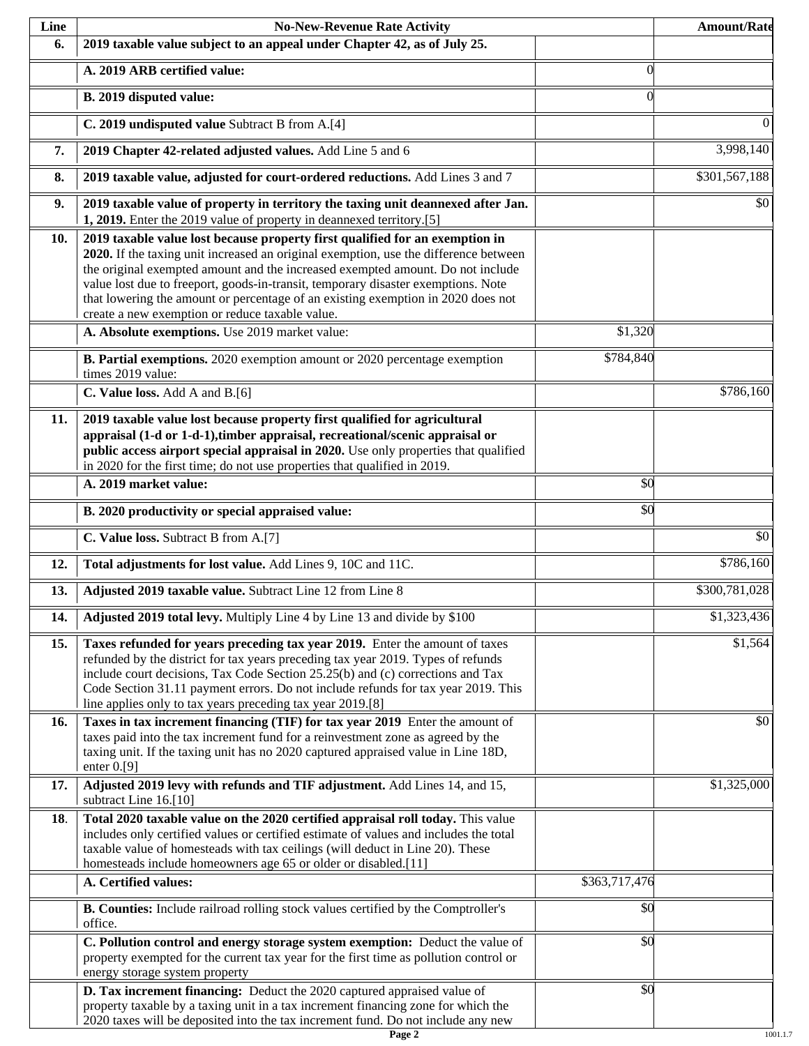| Line | No-New-Revenue Rate Activity | | Amount/Rate |
|---|---|---|---|
| 6. | **2019 taxable value subject to an appeal under Chapter 42, as of July 25.** | | |
| | **A. 2019 ARB certified value:** | 0 | |
| | **B. 2019 disputed value:** | 0 | |
| | **C. 2019 undisputed value** Subtract B from A.[4] | | 0 |
| 7. | **2019 Chapter 42-related adjusted values.** Add Line 5 and 6 | | 3,998,140 |
| 8. | **2019 taxable value, adjusted for court-ordered reductions.** Add Lines 3 and 7 | | $301,567,188 |
| 9. | **2019 taxable value of property in territory the taxing unit deannexed after Jan. 1, 2019.** Enter the 2019 value of property in deannexed territory.[5] | | $0 |
| 10. | **2019 taxable value lost because property first qualified for an exemption in 2020.** If the taxing unit increased an original exemption, use the difference between the original exempted amount and the increased exempted amount. Do not include value lost due to freeport, goods-in-transit, temporary disaster exemptions. Note that lowering the amount or percentage of an existing exemption in 2020 does not create a new exemption or reduce taxable value. | | |
| | **A. Absolute exemptions.** Use 2019 market value: | $1,320 | |
| | **B. Partial exemptions.** 2020 exemption amount or 2020 percentage exemption times 2019 value: | $784,840 | |
| | **C. Value loss.** Add A and B.[6] | | $786,160 |
| 11. | **2019 taxable value lost because property first qualified for agricultural appraisal (1-d or 1-d-1),timber appraisal, recreational/scenic appraisal or public access airport special appraisal in 2020.** Use only properties that qualified in 2020 for the first time; do not use properties that qualified in 2019. | | |
| | **A. 2019 market value:** | $0 | |
| | **B. 2020 productivity or special appraised value:** | $0 | |
| | **C. Value loss.** Subtract B from A.[7] | | $0 |
| 12. | **Total adjustments for lost value.** Add Lines 9, 10C and 11C. | | $786,160 |
| 13. | **Adjusted 2019 taxable value.** Subtract Line 12 from Line 8 | | $300,781,028 |
| 14. | **Adjusted 2019 total levy.** Multiply Line 4 by Line 13 and divide by $100 | | $1,323,436 |
| 15. | **Taxes refunded for years preceding tax year 2019.** Enter the amount of taxes refunded by the district for tax years preceding tax year 2019. Types of refunds include court decisions, Tax Code Section 25.25(b) and (c) corrections and Tax Code Section 31.11 payment errors. Do not include refunds for tax year 2019. This line applies only to tax years preceding tax year 2019.[8] | | $1,564 |
| 16. | **Taxes in tax increment financing (TIF) for tax year 2019** Enter the amount of taxes paid into the tax increment fund for a reinvestment zone as agreed by the taxing unit. If the taxing unit has no 2020 captured appraised value in Line 18D, enter 0.[9] | | $0 |
| 17. | **Adjusted 2019 levy with refunds and TIF adjustment.** Add Lines 14, and 15, subtract Line 16.[10] | | $1,325,000 |
| 18. | **Total 2020 taxable value on the 2020 certified appraisal roll today.** This value includes only certified values or certified estimate of values and includes the total taxable value of homesteads with tax ceilings (will deduct in Line 20). These homesteads include homeowners age 65 or older or disabled.[11] | | |
| | **A. Certified values:** | $363,717,476 | |
| | **B. Counties:** Include railroad rolling stock values certified by the Comptroller's office. | $0 | |
| | **C. Pollution control and energy storage system exemption:** Deduct the value of property exempted for the current tax year for the first time as pollution control or energy storage system property | $0 | |
| | **D. Tax increment financing:** Deduct the 2020 captured appraised value of property taxable by a taxing unit in a tax increment financing zone for which the 2020 taxes will be deposited into the tax increment fund. Do not include any new | $0 | |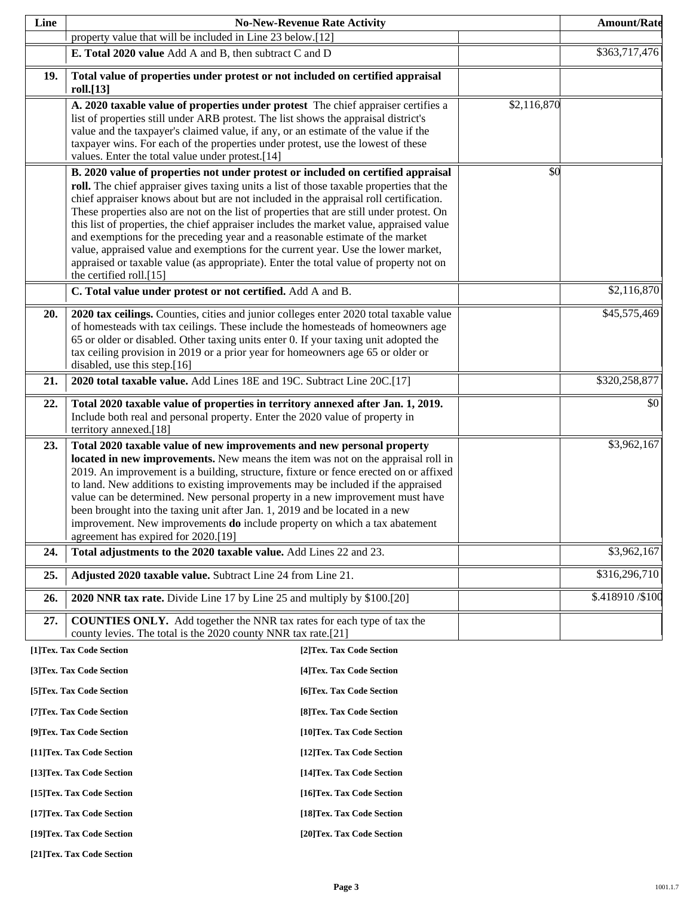| Line | No-New-Revenue Rate Activity | | Amount/Rate |
|---|---|---|---|
| | property value that will be included in Line 23 below.[12] | | |
| | **E. Total 2020 value** Add A and B, then subtract C and D | | $363,717,476 |
| **19.** | **Total value of properties under protest or not included on certified appraisal roll.[13]** | | |
| | **A. 2020 taxable value of properties under protest** The chief appraiser certifies a list of properties still under ARB protest. The list shows the appraisal district's value and the taxpayer's claimed value, if any, or an estimate of the value if the taxpayer wins. For each of the properties under protest, use the lowest of these values. Enter the total value under protest.[14] | $2,116,870 | |
| | **B. 2020 value of properties not under protest or included on certified appraisal roll.** The chief appraiser gives taxing units a list of those taxable properties that the chief appraiser knows about but are not included in the appraisal roll certification. These properties also are not on the list of properties that are still under protest. On this list of properties, the chief appraiser includes the market value, appraised value and exemptions for the preceding year and a reasonable estimate of the market value, appraised value and exemptions for the current year. Use the lower market, appraised or taxable value (as appropriate). Enter the total value of property not on the certified roll.[15] | $0 | |
| | **C. Total value under protest or not certified.** Add A and B. | | $2,116,870 |
| **20.** | **2020 tax ceilings.** Counties, cities and junior colleges enter 2020 total taxable value of homesteads with tax ceilings. These include the homesteads of homeowners age 65 or older or disabled. Other taxing units enter 0. If your taxing unit adopted the tax ceiling provision in 2019 or a prior year for homeowners age 65 or older or disabled, use this step.[16] | | $45,575,469 |
| **21.** | **2020 total taxable value.** Add Lines 18E and 19C. Subtract Line 20C.[17] | | $320,258,877 |
| **22.** | **Total 2020 taxable value of properties in territory annexed after Jan. 1, 2019.** Include both real and personal property. Enter the 2020 value of property in territory annexed.[18] | | $0 |
| **23.** | **Total 2020 taxable value of new improvements and new personal property located in new improvements.** New means the item was not on the appraisal roll in 2019. An improvement is a building, structure, fixture or fence erected on or affixed to land. New additions to existing improvements may be included if the appraised value can be determined. New personal property in a new improvement must have been brought into the taxing unit after Jan. 1, 2019 and be located in a new improvement. New improvements **do** include property on which a tax abatement agreement has expired for 2020.[19] | | $3,962,167 |
| **24.** | **Total adjustments to the 2020 taxable value.** Add Lines 22 and 23. | | $3,962,167 |
| **25.** | **Adjusted 2020 taxable value.** Subtract Line 24 from Line 21. | | $316,296,710 |
| **26.** | **2020 NNR tax rate.** Divide Line 17 by Line 25 and multiply by $100.[20] | | $.418910 /$100 |
| **27.** | **COUNTIES ONLY.** Add together the NNR tax rates for each type of tax the county levies. The total is the 2020 county NNR tax rate.[21] | | |

**[1]Tex. Tax Code Section**
**[2]Tex. Tax Code Section**
**[3]Tex. Tax Code Section**
**[4]Tex. Tax Code Section**
**[5]Tex. Tax Code Section**
**[6]Tex. Tax Code Section**
**[7]Tex. Tax Code Section**
**[8]Tex. Tax Code Section**
**[9]Tex. Tax Code Section**
**[10]Tex. Tax Code Section**
**[11]Tex. Tax Code Section**
**[12]Tex. Tax Code Section**
**[13]Tex. Tax Code Section**
**[14]Tex. Tax Code Section**
**[15]Tex. Tax Code Section**
**[16]Tex. Tax Code Section**
**[17]Tex. Tax Code Section**
**[18]Tex. Tax Code Section**
**[19]Tex. Tax Code Section**
**[20]Tex. Tax Code Section**
**[21]Tex. Tax Code Section**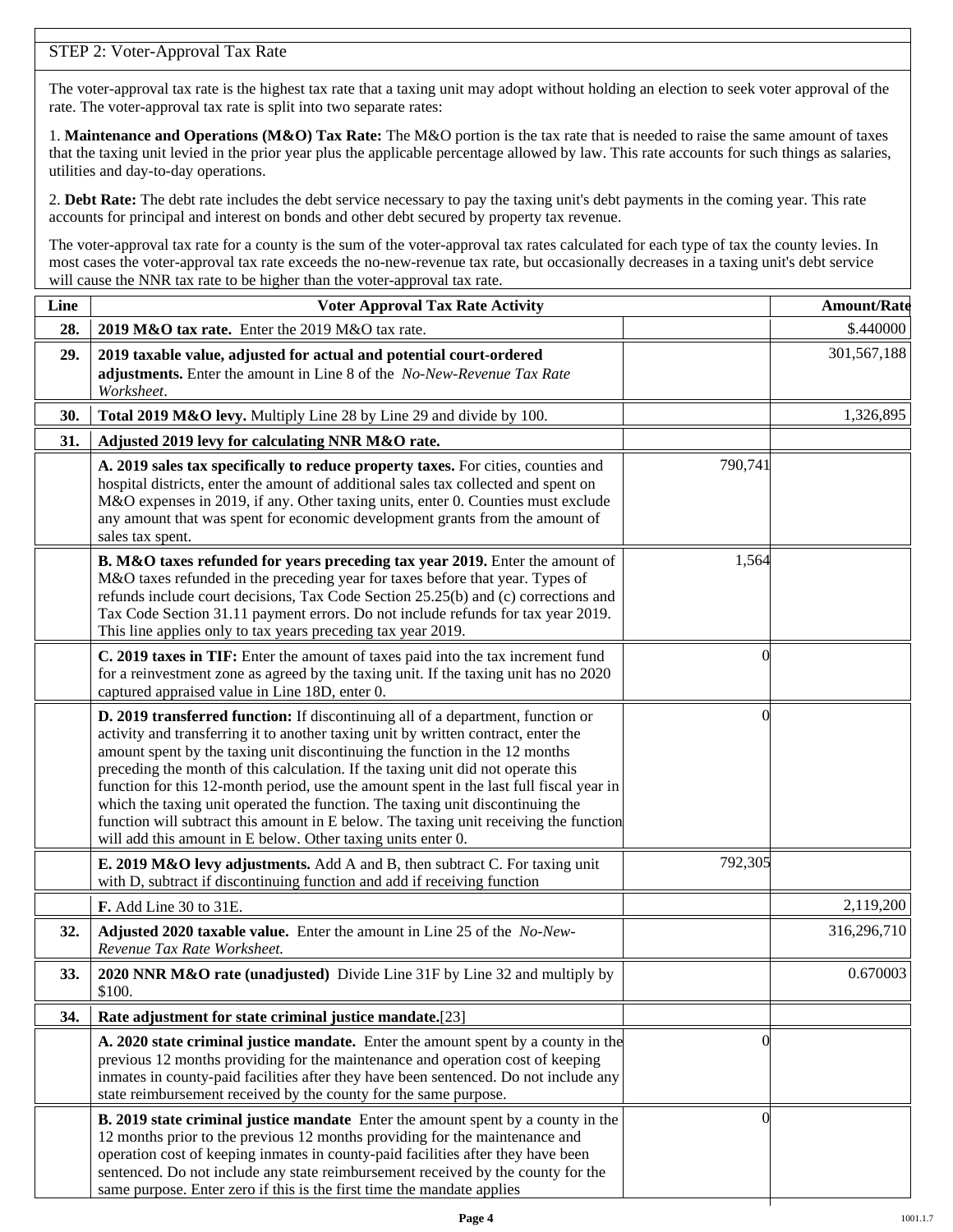## STEP 2: Voter-Approval Tax Rate

The voter-approval tax rate is the highest tax rate that a taxing unit may adopt without holding an election to seek voter approval of the rate. The voter-approval tax rate is split into two separate rates:

1. **Maintenance and Operations (M&O) Tax Rate:** The M&O portion is the tax rate that is needed to raise the same amount of taxes that the taxing unit levied in the prior year plus the applicable percentage allowed by law. This rate accounts for such things as salaries, utilities and day-to-day operations.

2. **Debt Rate:** The debt rate includes the debt service necessary to pay the taxing unit's debt payments in the coming year. This rate accounts for principal and interest on bonds and other debt secured by property tax revenue.

The voter-approval tax rate for a county is the sum of the voter-approval tax rates calculated for each type of tax the county levies. In most cases the voter-approval tax rate exceeds the no-new-revenue tax rate, but occasionally decreases in a taxing unit's debt service will cause the NNR tax rate to be higher than the voter-approval tax rate.

| Line | Voter Approval Tax Rate Activity | | Amount/Rate |
|---|---|---|---|
| **28.** | **2019 M&O tax rate.** Enter the 2019 M&O tax rate. | | $.440000 |
| **29.** | **2019 taxable value, adjusted for actual and potential court-ordered adjustments.** Enter the amount in Line 8 of the *No-New-Revenue Tax Rate Worksheet*. | | 301,567,188 |
| **30.** | **Total 2019 M&O levy.** Multiply Line 28 by Line 29 and divide by 100. | | 1,326,895 |
| **31.** | **Adjusted 2019 levy for calculating NNR M&O rate.** | | |
| | **A. 2019 sales tax specifically to reduce property taxes.** For cities, counties and hospital districts, enter the amount of additional sales tax collected and spent on M&O expenses in 2019, if any. Other taxing units, enter 0. Counties must exclude any amount that was spent for economic development grants from the amount of sales tax spent. | 790,741 | |
| | **B. M&O taxes refunded for years preceding tax year 2019.** Enter the amount of M&O taxes refunded in the preceding year for taxes before that year. Types of refunds include court decisions, Tax Code Section 25.25(b) and (c) corrections and Tax Code Section 31.11 payment errors. Do not include refunds for tax year 2019. This line applies only to tax years preceding tax year 2019. | 1,564 | |
| | **C. 2019 taxes in TIF:** Enter the amount of taxes paid into the tax increment fund for a reinvestment zone as agreed by the taxing unit. If the taxing unit has no 2020 captured appraised value in Line 18D, enter 0. | 0 | |
| | **D. 2019 transferred function:** If discontinuing all of a department, function or activity and transferring it to another taxing unit by written contract, enter the amount spent by the taxing unit discontinuing the function in the 12 months preceding the month of this calculation. If the taxing unit did not operate this function for this 12-month period, use the amount spent in the last full fiscal year in which the taxing unit operated the function. The taxing unit discontinuing the function will subtract this amount in E below. The taxing unit receiving the function will add this amount in E below. Other taxing units enter 0. | 0 | |
| | **E. 2019 M&O levy adjustments.** Add A and B, then subtract C. For taxing unit with D, subtract if discontinuing function and add if receiving function | 792,305 | |
| | **F.** Add Line 30 to 31E. | | 2,119,200 |
| **32.** | **Adjusted 2020 taxable value.** Enter the amount in Line 25 of the *No-New-Revenue Tax Rate Worksheet.* | | 316,296,710 |
| **33.** | **2020 NNR M&O rate (unadjusted)** Divide Line 31F by Line 32 and multiply by $100. | | 0.670003 |
| **34.** | **Rate adjustment for state criminal justice mandate.**[23] | | |
| | **A. 2020 state criminal justice mandate.** Enter the amount spent by a county in the previous 12 months providing for the maintenance and operation cost of keeping inmates in county-paid facilities after they have been sentenced. Do not include any state reimbursement received by the county for the same purpose. | 0 | |
| | **B. 2019 state criminal justice mandate** Enter the amount spent by a county in the 12 months prior to the previous 12 months providing for the maintenance and operation cost of keeping inmates in county-paid facilities after they have been sentenced. Do not include any state reimbursement received by the county for the same purpose. Enter zero if this is the first time the mandate applies | 0 | |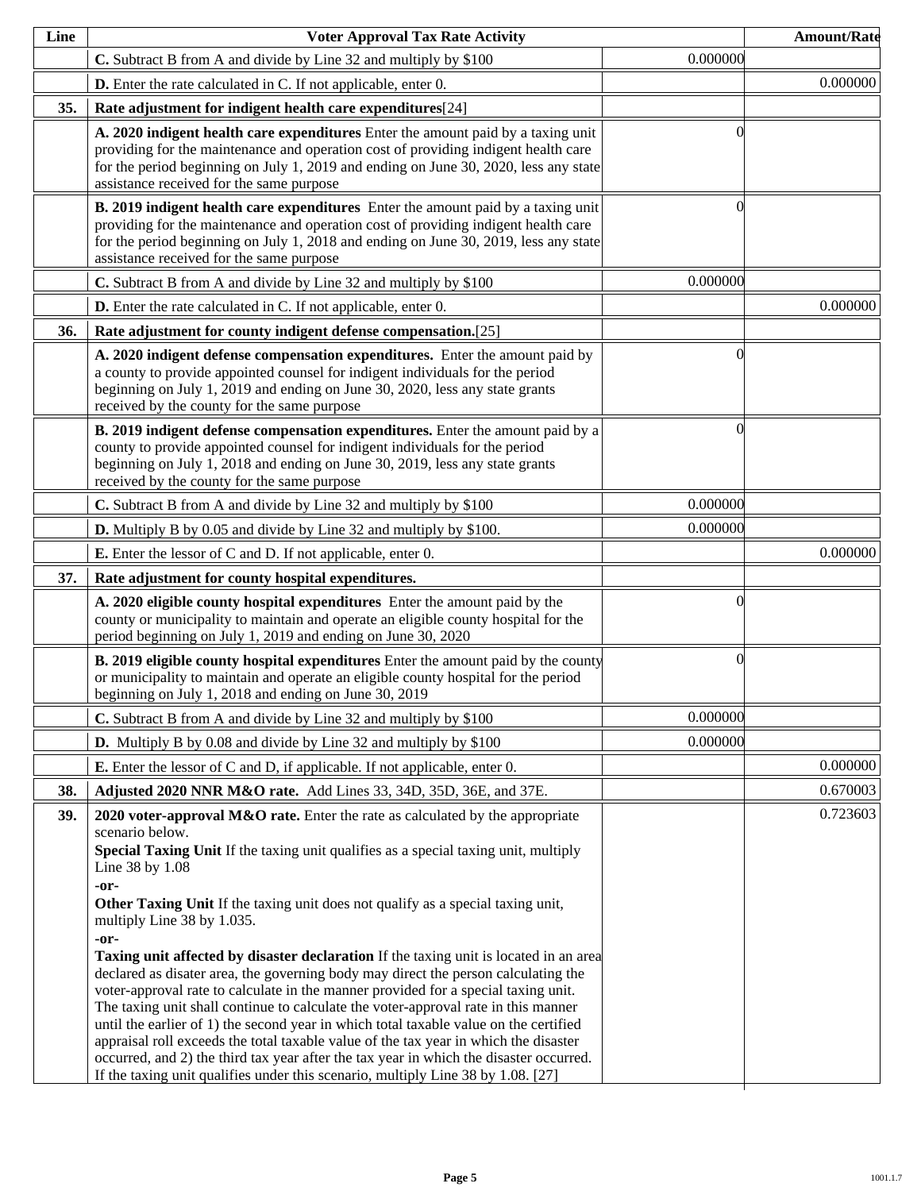| Line | Voter Approval Tax Rate Activity | | Amount/Rate |
|---|---|---|---|
| | **C.** Subtract B from A and divide by Line 32 and multiply by $100 | 0.000000 | |
| | **D.** Enter the rate calculated in C. If not applicable, enter 0. | | 0.000000 |
| **35.** | **Rate adjustment for indigent health care expenditures**[24] | | |
| | **A. 2020 indigent health care expenditures** Enter the amount paid by a taxing unit providing for the maintenance and operation cost of providing indigent health care for the period beginning on July 1, 2019 and ending on June 30, 2020, less any state assistance received for the same purpose | 0 | |
| | **B. 2019 indigent health care expenditures** Enter the amount paid by a taxing unit providing for the maintenance and operation cost of providing indigent health care for the period beginning on July 1, 2018 and ending on June 30, 2019, less any state assistance received for the same purpose | 0 | |
| | **C.** Subtract B from A and divide by Line 32 and multiply by $100 | 0.000000 | |
| | **D.** Enter the rate calculated in C. If not applicable, enter 0. | | 0.000000 |
| **36.** | **Rate adjustment for county indigent defense compensation.**[25] | | |
| | **A. 2020 indigent defense compensation expenditures.** Enter the amount paid by a county to provide appointed counsel for indigent individuals for the period beginning on July 1, 2019 and ending on June 30, 2020, less any state grants received by the county for the same purpose | 0 | |
| | **B. 2019 indigent defense compensation expenditures.** Enter the amount paid by a county to provide appointed counsel for indigent individuals for the period beginning on July 1, 2018 and ending on June 30, 2019, less any state grants received by the county for the same purpose | 0 | |
| | **C.** Subtract B from A and divide by Line 32 and multiply by $100 | 0.000000 | |
| | **D.** Multiply B by 0.05 and divide by Line 32 and multiply by $100. | 0.000000 | |
| | **E.** Enter the lessor of C and D. If not applicable, enter 0. | | 0.000000 |
| **37.** | **Rate adjustment for county hospital expenditures.** | | |
| | **A. 2020 eligible county hospital expenditures** Enter the amount paid by the county or municipality to maintain and operate an eligible county hospital for the period beginning on July 1, 2019 and ending on June 30, 2020 | 0 | |
| | **B. 2019 eligible county hospital expenditures** Enter the amount paid by the county or municipality to maintain and operate an eligible county hospital for the period beginning on July 1, 2018 and ending on June 30, 2019 | 0 | |
| | **C.** Subtract B from A and divide by Line 32 and multiply by $100 | 0.000000 | |
| | **D.** Multiply B by 0.08 and divide by Line 32 and multiply by $100 | 0.000000 | |
| | **E.** Enter the lessor of C and D, if applicable. If not applicable, enter 0. | | 0.000000 |
| **38.** | **Adjusted 2020 NNR M&O rate.** Add Lines 33, 34D, 35D, 36E, and 37E. | | 0.670003 |
| **39.** | **2020 voter-approval M&O rate.** Enter the rate as calculated by the appropriate scenario below.<br>**Special Taxing Unit** If the taxing unit qualifies as a special taxing unit, multiply Line 38 by 1.08<br>**-or-**<br>**Other Taxing Unit** If the taxing unit does not qualify as a special taxing unit, multiply Line 38 by 1.035.<br>**-or-**<br>**Taxing unit affected by disaster declaration** If the taxing unit is located in an area declared as disater area, the governing body may direct the person calculating the voter-approval rate to calculate in the manner provided for a special taxing unit. The taxing unit shall continue to calculate the voter-approval rate in this manner until the earlier of 1) the second year in which total taxable value on the certified appraisal roll exceeds the total taxable value of the tax year in which the disaster occurred, and 2) the third tax year after the tax year in which the disaster occurred. If the taxing unit qualifies under this scenario, multiply Line 38 by 1.08. [27] | | 0.723603 |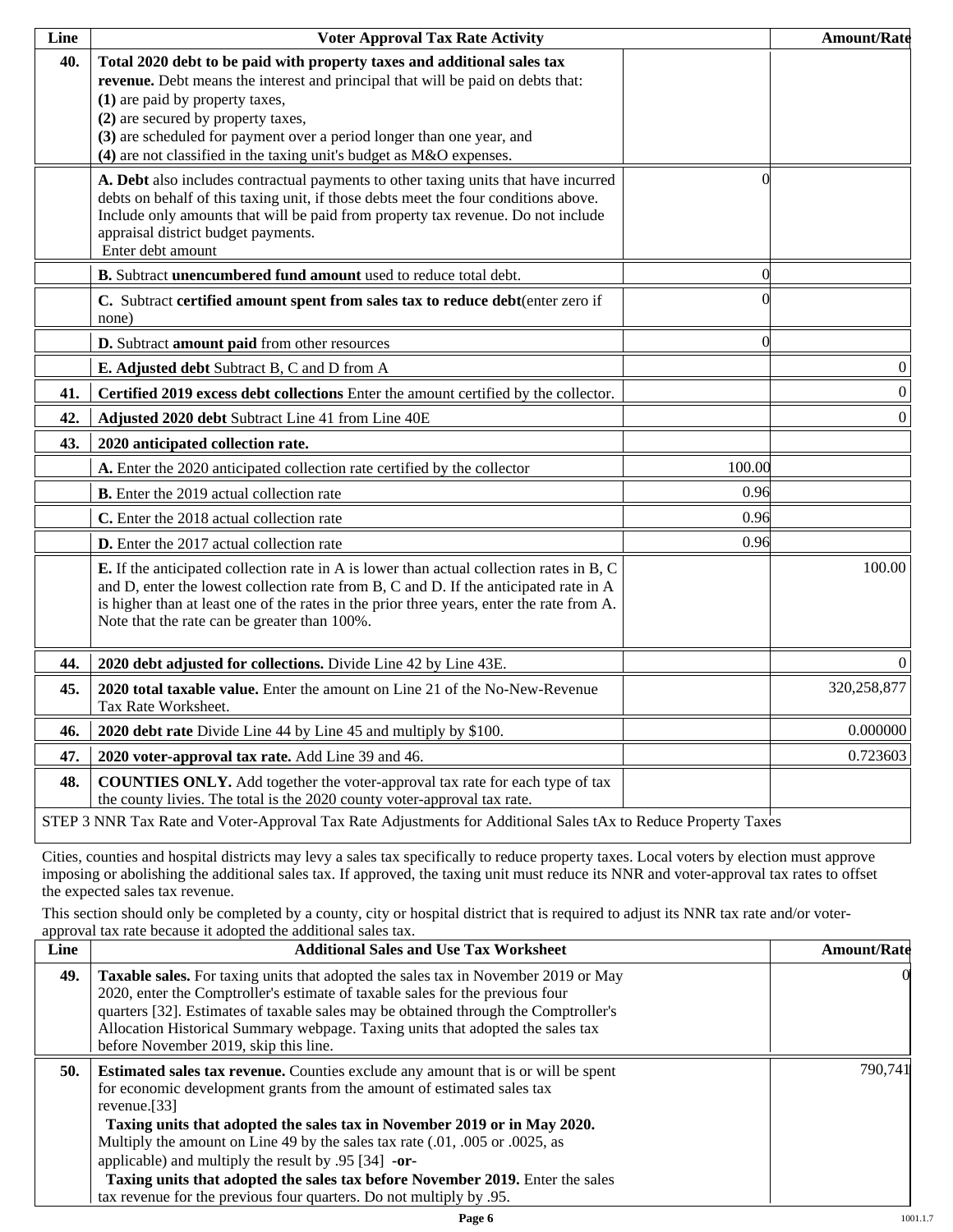| Line | Voter Approval Tax Rate Activity | | Amount/Rate |
|---|---|---|---|
| **40.** | **Total 2020 debt to be paid with property taxes and additional sales tax revenue.** Debt means the interest and principal that will be paid on debts that: **(1)** are paid by property taxes, **(2)** are secured by property taxes, **(3)** are scheduled for payment over a period longer than one year, and **(4)** are not classified in the taxing unit's budget as M&O expenses. | | |
| | **A. Debt** also includes contractual payments to other taxing units that have incurred debts on behalf of this taxing unit, if those debts meet the four conditions above. Include only amounts that will be paid from property tax revenue. Do not include appraisal district budget payments. Enter debt amount | 0 | |
| | **B.** Subtract **unencumbered fund amount** used to reduce total debt. | 0 | |
| | **C.** Subtract **certified amount spent from sales tax to reduce debt**(enter zero if none) | 0 | |
| | **D.** Subtract **amount paid** from other resources | 0 | |
| | **E. Adjusted debt** Subtract B, C and D from A | | 0 |
| **41.** | **Certified 2019 excess debt collections** Enter the amount certified by the collector. | | 0 |
| **42.** | **Adjusted 2020 debt** Subtract Line 41 from Line 40E | | 0 |
| **43.** | **2020 anticipated collection rate.** | | |
| | **A.** Enter the 2020 anticipated collection rate certified by the collector | 100.00 | |
| | **B.** Enter the 2019 actual collection rate | 0.96 | |
| | **C.** Enter the 2018 actual collection rate | 0.96 | |
| | **D.** Enter the 2017 actual collection rate | 0.96 | |
| | **E.** If the anticipated collection rate in A is lower than actual collection rates in B, C and D, enter the lowest collection rate from B, C and D. If the anticipated rate in A is higher than at least one of the rates in the prior three years, enter the rate from A. Note that the rate can be greater than 100%. | | 100.00 |
| **44.** | **2020 debt adjusted for collections.** Divide Line 42 by Line 43E. | | 0 |
| **45.** | **2020 total taxable value.** Enter the amount on Line 21 of the No-New-Revenue Tax Rate Worksheet. | | 320,258,877 |
| **46.** | **2020 debt rate** Divide Line 44 by Line 45 and multiply by $100. | | 0.000000 |
| **47.** | **2020 voter-approval tax rate.** Add Line 39 and 46. | | 0.723603 |
| **48.** | **COUNTIES ONLY.** Add together the voter-approval tax rate for each type of tax the county livies. The total is the 2020 county voter-approval tax rate. | | |

STEP 3 NNR Tax Rate and Voter-Approval Tax Rate Adjustments for Additional Sales tAx to Reduce Property Taxes

Cities, counties and hospital districts may levy a sales tax specifically to reduce property taxes. Local voters by election must approve imposing or abolishing the additional sales tax. If approved, the taxing unit must reduce its NNR and voter-approval tax rates to offset the expected sales tax revenue.

This section should only be completed by a county, city or hospital district that is required to adjust its NNR tax rate and/or voter-approval tax rate because it adopted the additional sales tax.

| Line | Additional Sales and Use Tax Worksheet | Amount/Rate |
|---|---|---|
| **49.** | **Taxable sales.** For taxing units that adopted the sales tax in November 2019 or May 2020, enter the Comptroller's estimate of taxable sales for the previous four quarters [32]. Estimates of taxable sales may be obtained through the Comptroller's Allocation Historical Summary webpage. Taxing units that adopted the sales tax before November 2019, skip this line. | 0 |
| **50.** | **Estimated sales tax revenue.** Counties exclude any amount that is or will be spent for economic development grants from the amount of estimated sales tax revenue.[33] **Taxing units that adopted the sales tax in November 2019 or in May 2020.** Multiply the amount on Line 49 by the sales tax rate (.01, .005 or .0025, as applicable) and multiply the result by .95 [34] **-or-** **Taxing units that adopted the sales tax before November 2019.** Enter the sales tax revenue for the previous four quarters. Do not multiply by .95. | 790,741 |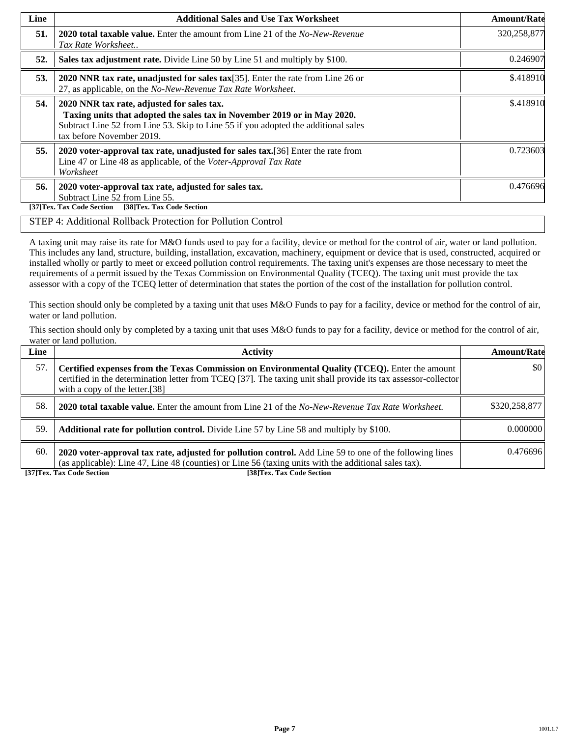| Line | Additional Sales and Use Tax Worksheet | Amount/Rate |
|---|---|---|
| **51.** | **2020 total taxable value.** Enter the amount from Line 21 of the *No-New-Revenue Tax Rate Worksheet.*. | 320,258,877 |
| **52.** | **Sales tax adjustment rate.** Divide Line 50 by Line 51 and multiply by $100. | 0.246907 |
| **53.** | **2020 NNR tax rate, unadjusted for sales tax**[35]. Enter the rate from Line 26 or 27, as applicable, on the *No-New-Revenue Tax Rate Worksheet*. | $.418910 |
| **54.** | **2020 NNR tax rate, adjusted for sales tax.** **Taxing units that adopted the sales tax in November 2019 or in May 2020.** Subtract Line 52 from Line 53. Skip to Line 55 if you adopted the additional sales tax before November 2019. | $.418910 |
| **55.** | **2020 voter-approval tax rate, unadjusted for sales tax.**[36] Enter the rate from Line 47 or Line 48 as applicable, of the *Voter-Approval Tax Rate Worksheet* | 0.723603 |
| **56.** | **2020 voter-approval tax rate, adjusted for sales tax.** Subtract Line 52 from Line 55. | 0.476696 |

**[37]Tex. Tax Code Section [38]Tex. Tax Code Section**

## STEP 4: Additional Rollback Protection for Pollution Control

A taxing unit may raise its rate for M&O funds used to pay for a facility, device or method for the control of air, water or land pollution. This includes any land, structure, building, installation, excavation, machinery, equipment or device that is used, constructed, acquired or installed wholly or partly to meet or exceed pollution control requirements. The taxing unit's expenses are those necessary to meet the requirements of a permit issued by the Texas Commission on Environmental Quality (TCEQ). The taxing unit must provide the tax assessor with a copy of the TCEQ letter of determination that states the portion of the cost of the installation for pollution control.

This section should only be completed by a taxing unit that uses M&O Funds to pay for a facility, device or method for the control of air, water or land pollution.

This section should only by completed by a taxing unit that uses M&O funds to pay for a facility, device or method for the control of air, water or land pollution.

| Line | Activity | Amount/Rate |
|---|---|---|
| 57. | **Certified expenses from the Texas Commission on Environmental Quality (TCEQ).** Enter the amount certified in the determination letter from TCEQ [37]. The taxing unit shall provide its tax assessor-collector with a copy of the letter.[38] | $0 |
| 58. | **2020 total taxable value.** Enter the amount from Line 21 of the *No-New-Revenue Tax Rate Worksheet.* | $320,258,877 |
| 59. | **Additional rate for pollution control.** Divide Line 57 by Line 58 and multiply by $100. | 0.000000 |
| 60. | **2020 voter-approval tax rate, adjusted for pollution control.** Add Line 59 to one of the following lines (as applicable): Line 47, Line 48 (counties) or Line 56 (taxing units with the additional sales tax). | 0.476696 |

**[37]Tex. Tax Code Section [38]Tex. Tax Code Section**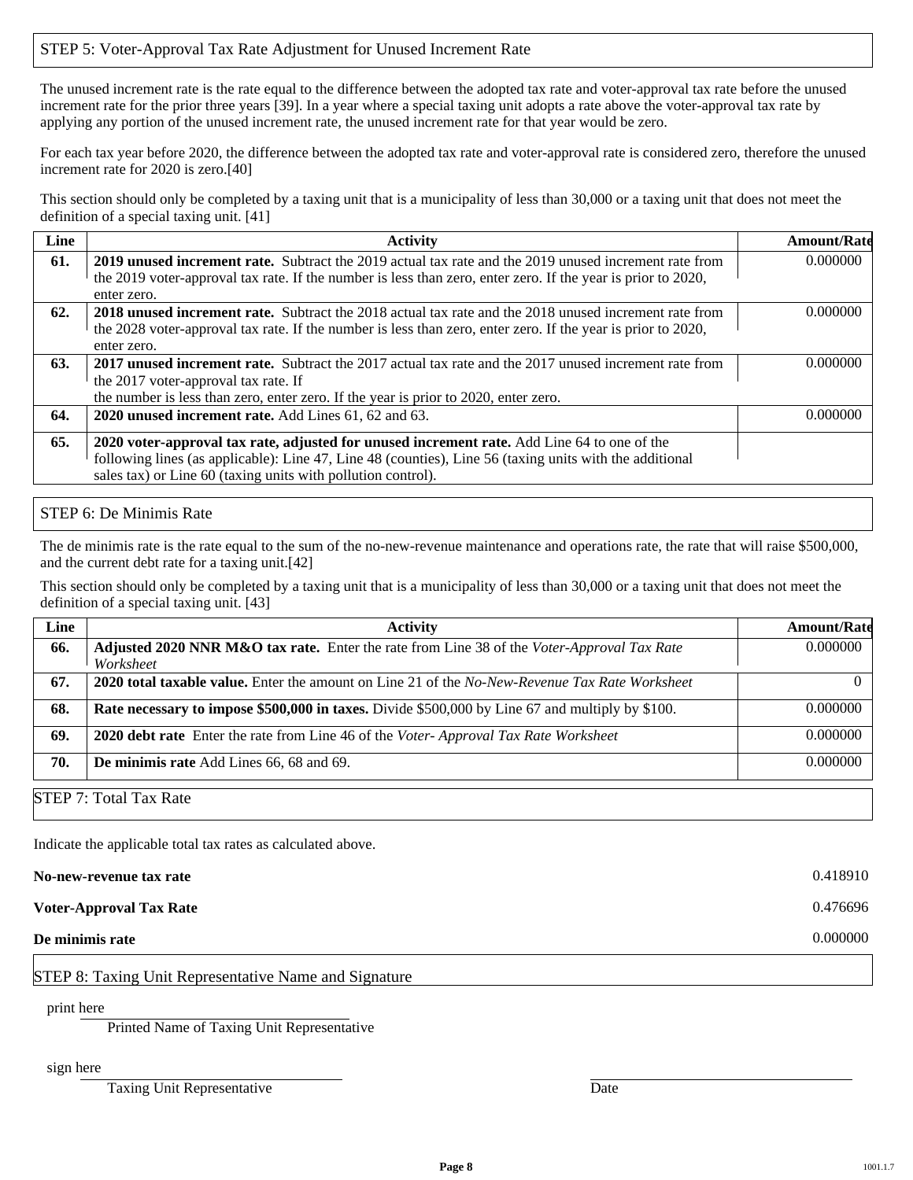## STEP 5: Voter-Approval Tax Rate Adjustment for Unused Increment Rate

The unused increment rate is the rate equal to the difference between the adopted tax rate and voter-approval tax rate before the unused increment rate for the prior three years [39]. In a year where a special taxing unit adopts a rate above the voter-approval tax rate by applying any portion of the unused increment rate, the unused increment rate for that year would be zero.

For each tax year before 2020, the difference between the adopted tax rate and voter-approval rate is considered zero, therefore the unused increment rate for 2020 is zero.[40]

This section should only be completed by a taxing unit that is a municipality of less than 30,000 or a taxing unit that does not meet the definition of a special taxing unit. [41]

| Line | Activity | Amount/Rate |
|---|---|---|
| 61. | **2019 unused increment rate.** Subtract the 2019 actual tax rate and the 2019 unused increment rate from the 2019 voter-approval tax rate. If the number is less than zero, enter zero. If the year is prior to 2020, enter zero. | 0.000000 |
| 62. | **2018 unused increment rate.** Subtract the 2018 actual tax rate and the 2018 unused increment rate from the 2028 voter-approval tax rate. If the number is less than zero, enter zero. If the year is prior to 2020, enter zero. | 0.000000 |
| 63. | **2017 unused increment rate.** Subtract the 2017 actual tax rate and the 2017 unused increment rate from the 2017 voter-approval tax rate. If the number is less than zero, enter zero. If the year is prior to 2020, enter zero. | 0.000000 |
| 64. | **2020 unused increment rate.** Add Lines 61, 62 and 63. | 0.000000 |
| 65. | **2020 voter-approval tax rate, adjusted for unused increment rate.** Add Line 64 to one of the following lines (as applicable): Line 47, Line 48 (counties), Line 56 (taxing units with the additional sales tax) or Line 60 (taxing units with pollution control). | |

## STEP 6: De Minimis Rate

The de minimis rate is the rate equal to the sum of the no-new-revenue maintenance and operations rate, the rate that will raise $500,000, and the current debt rate for a taxing unit.[42]

This section should only be completed by a taxing unit that is a municipality of less than 30,000 or a taxing unit that does not meet the definition of a special taxing unit. [43]

| Line | Activity | Amount/Rate |
|---|---|---|
| 66. | **Adjusted 2020 NNR M&O tax rate.** Enter the rate from Line 38 of the *Voter-Approval Tax Rate Worksheet* | 0.000000 |
| 67. | **2020 total taxable value.** Enter the amount on Line 21 of the *No-New-Revenue Tax Rate Worksheet* | 0 |
| 68. | **Rate necessary to impose $500,000 in taxes.** Divide $500,000 by Line 67 and multiply by $100. | 0.000000 |
| 69. | **2020 debt rate** Enter the rate from Line 46 of the *Voter- Approval Tax Rate Worksheet* | 0.000000 |
| 70. | **De minimis rate** Add Lines 66, 68 and 69. | 0.000000 |

## STEP 7: Total Tax Rate

Indicate the applicable total tax rates as calculated above.

| | |
|---|---|
| **No-new-revenue tax rate** | 0.418910 |
| **Voter-Approval Tax Rate** | 0.476696 |
| **De minimis rate** | 0.000000 |

## STEP 8: Taxing Unit Representative Name and Signature

print here ______________________________
Printed Name of Taxing Unit Representative

sign here ______________________________
Taxing Unit Representative

______________________________
Date

1001.1.7